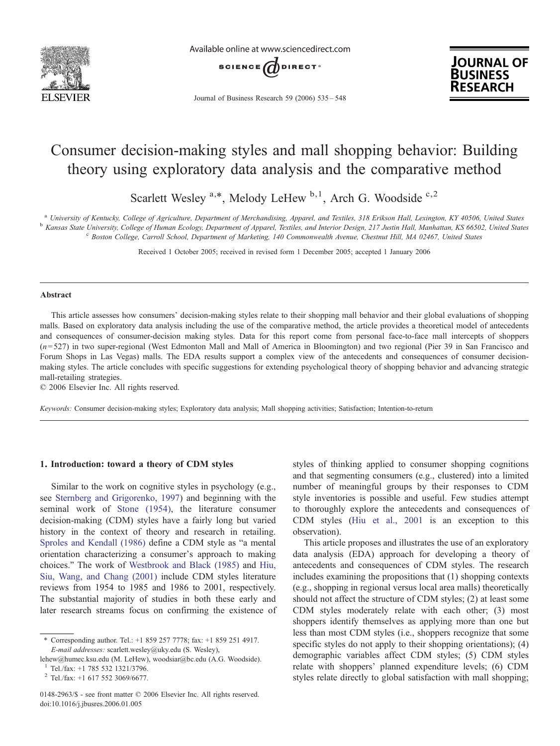# Consumer decision-making styles and mall shopping behavior: Building theory using exploratory data analysis and the comparative method

Scarlett Wesley [a,*], Melody LeHew [b,1], Arch G. Woodside [c,2]

[a] *University of Kentucky, College of Agriculture, Department of Merchandising, Apparel, and Textiles, 318 Erikson Hall, Lexington, KY 40506, United States*

[b] *Kansas State University, College of Human Ecology, Department of Apparel, Textiles, and Interior Design, 217 Justin Hall, Manhattan, KS 66502, United States*

[c] *Boston College, Carroll School, Department of Marketing, 140 Commonwealth Avenue, Chestnut Hill, MA 02467, United States*

Received 1 October 2005; received in revised form 1 December 2005; accepted 1 January 2006

## Abstract

This article assesses how consumers' decision-making styles relate to their shopping mall behavior and their global evaluations of shopping malls. Based on exploratory data analysis including the use of the comparative method, the article provides a theoretical model of antecedents and consequences of consumer-decision making styles. Data for this report come from personal face-to-face mall intercepts of shoppers ($n=527$) in two super-regional (West Edmonton Mall and Mall of America in Bloomington) and two regional (Pier 39 in San Francisco and Forum Shops in Las Vegas) malls. The EDA results support a complex view of the antecedents and consequences of consumer decision-making styles. The article concludes with specific suggestions for extending psychological theory of shopping behavior and advancing strategic mall-retailing strategies.

© 2006 Elsevier Inc. All rights reserved.

*Keywords:* Consumer decision-making styles; Exploratory data analysis; Mall shopping activities; Satisfaction; Intention-to-return

## 1. Introduction: toward a theory of CDM styles

Similar to the work on cognitive styles in psychology (e.g., see Sternberg and Grigorenko, 1997) and beginning with the seminal work of Stone (1954), the literature consumer decision-making (CDM) styles have a fairly long but varied history in the context of theory and research in retailing. Sproles and Kendall (1986) define a CDM style as "a mental orientation characterizing a consumer's approach to making choices." The work of Westbrook and Black (1985) and Hiu, Siu, Wang, and Chang (2001) include CDM styles literature reviews from 1954 to 1985 and 1986 to 2001, respectively. The substantial majority of studies in both these early and later research streams focus on confirming the existence of styles of thinking applied to consumer shopping cognitions and that segmenting consumers (e.g., clustered) into a limited number of meaningful groups by their responses to CDM style inventories is possible and useful. Few studies attempt to thoroughly explore the antecedents and consequences of CDM styles (Hiu et al., 2001 is an exception to this observation).

This article proposes and illustrates the use of an exploratory data analysis (EDA) approach for developing a theory of antecedents and consequences of CDM styles. The research includes examining the propositions that (1) shopping contexts (e.g., shopping in regional versus local area malls) theoretically should not affect the structure of CDM styles; (2) at least some CDM styles moderately relate with each other; (3) most shoppers identify themselves as applying more than one but less than most CDM styles (i.e., shoppers recognize that some specific styles do not apply to their shopping orientations); (4) demographic variables affect CDM styles; (5) CDM styles relate with shoppers' planned expenditure levels; (6) CDM styles relate directly to global satisfaction with mall shopping;

---

\* Corresponding author. Tel.: +1 859 257 7778; fax: +1 859 251 4917.
*E-mail addresses:* scarlett.wesley@uky.edu (S. Wesley), lehew@humec.ksu.edu (M. LeHew), woodsiar@bc.edu (A.G. Woodside).

[1] Tel./fax: +1 785 532 1321/3796.

[2] Tel./fax: +1 617 552 3069/6677.

0148-2963/$ - see front matter © 2006 Elsevier Inc. All rights reserved.
doi:10.1016/j.jbusres.2006.01.005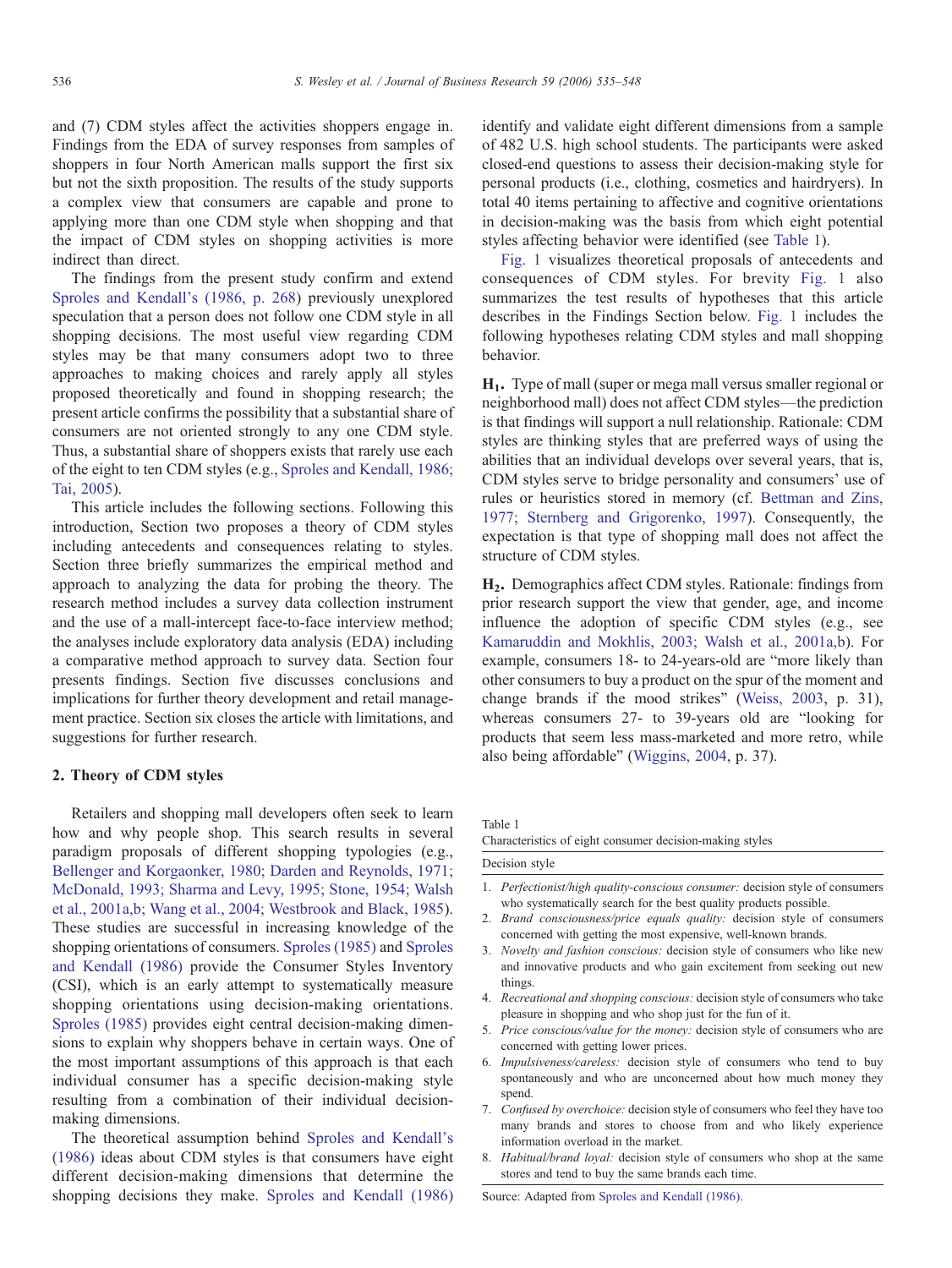and (7) CDM styles affect the activities shoppers engage in. Findings from the EDA of survey responses from samples of shoppers in four North American malls support the first six but not the sixth proposition. The results of the study supports a complex view that consumers are capable and prone to applying more than one CDM style when shopping and that the impact of CDM styles on shopping activities is more indirect than direct.

The findings from the present study confirm and extend Sproles and Kendall's (1986, p. 268) previously unexplored speculation that a person does not follow one CDM style in all shopping decisions. The most useful view regarding CDM styles may be that many consumers adopt two to three approaches to making choices and rarely apply all styles proposed theoretically and found in shopping research; the present article confirms the possibility that a substantial share of consumers are not oriented strongly to any one CDM style. Thus, a substantial share of shoppers exists that rarely use each of the eight to ten CDM styles (e.g., Sproles and Kendall, 1986; Tai, 2005).

This article includes the following sections. Following this introduction, Section two proposes a theory of CDM styles including antecedents and consequences relating to styles. Section three briefly summarizes the empirical method and approach to analyzing the data for probing the theory. The research method includes a survey data collection instrument and the use of a mall-intercept face-to-face interview method; the analyses include exploratory data analysis (EDA) including a comparative method approach to survey data. Section four presents findings. Section five discusses conclusions and implications for further theory development and retail management practice. Section six closes the article with limitations, and suggestions for further research.

## 2. Theory of CDM styles

Retailers and shopping mall developers often seek to learn how and why people shop. This search results in several paradigm proposals of different shopping typologies (e.g., Bellenger and Korgaonker, 1980; Darden and Reynolds, 1971; McDonald, 1993; Sharma and Levy, 1995; Stone, 1954; Walsh et al., 2001a,b; Wang et al., 2004; Westbrook and Black, 1985). These studies are successful in increasing knowledge of the shopping orientations of consumers. Sproles (1985) and Sproles and Kendall (1986) provide the Consumer Styles Inventory (CSI), which is an early attempt to systematically measure shopping orientations using decision-making orientations. Sproles (1985) provides eight central decision-making dimensions to explain why shoppers behave in certain ways. One of the most important assumptions of this approach is that each individual consumer has a specific decision-making style resulting from a combination of their individual decision-making dimensions.

The theoretical assumption behind Sproles and Kendall's (1986) ideas about CDM styles is that consumers have eight different decision-making dimensions that determine the shopping decisions they make. Sproles and Kendall (1986) identify and validate eight different dimensions from a sample of 482 U.S. high school students. The participants were asked closed-end questions to assess their decision-making style for personal products (i.e., clothing, cosmetics and hairdryers). In total 40 items pertaining to affective and cognitive orientations in decision-making was the basis from which eight potential styles affecting behavior were identified (see Table 1).

Fig. 1 visualizes theoretical proposals of antecedents and consequences of CDM styles. For brevity Fig. 1 also summarizes the test results of hypotheses that this article describes in the Findings Section below. Fig. 1 includes the following hypotheses relating CDM styles and mall shopping behavior.

**H$_1$.** Type of mall (super or mega mall versus smaller regional or neighborhood mall) does not affect CDM styles—the prediction is that findings will support a null relationship. Rationale: CDM styles are thinking styles that are preferred ways of using the abilities that an individual develops over several years, that is, CDM styles serve to bridge personality and consumers' use of rules or heuristics stored in memory (cf. Bettman and Zins, 1977; Sternberg and Grigorenko, 1997). Consequently, the expectation is that type of shopping mall does not affect the structure of CDM styles.

**H$_2$.** Demographics affect CDM styles. Rationale: findings from prior research support the view that gender, age, and income influence the adoption of specific CDM styles (e.g., see Kamaruddin and Mokhlis, 2003; Walsh et al., 2001a,b). For example, consumers 18- to 24-years-old are "more likely than other consumers to buy a product on the spur of the moment and change brands if the mood strikes" (Weiss, 2003, p. 31), whereas consumers 27- to 39-years old are "looking for products that seem less mass-marketed and more retro, while also being affordable" (Wiggins, 2004, p. 37).

Table 1
Characteristics of eight consumer decision-making styles

| Decision style |
|---|
| 1. *Perfectionist/high quality-conscious consumer:* decision style of consumers who systematically search for the best quality products possible. |
| 2. *Brand consciousness/price equals quality:* decision style of consumers concerned with getting the most expensive, well-known brands. |
| 3. *Novelty and fashion conscious:* decision style of consumers who like new and innovative products and who gain excitement from seeking out new things. |
| 4. *Recreational and shopping conscious:* decision style of consumers who take pleasure in shopping and who shop just for the fun of it. |
| 5. *Price conscious/value for the money:* decision style of consumers who are concerned with getting lower prices. |
| 6. *Impulsiveness/careless:* decision style of consumers who tend to buy spontaneously and who are unconcerned about how much money they spend. |
| 7. *Confused by overchoice:* decision style of consumers who feel they have too many brands and stores to choose from and who likely experience information overload in the market. |
| 8. *Habitual/brand loyal:* decision style of consumers who shop at the same stores and tend to buy the same brands each time. |

Source: Adapted from Sproles and Kendall (1986).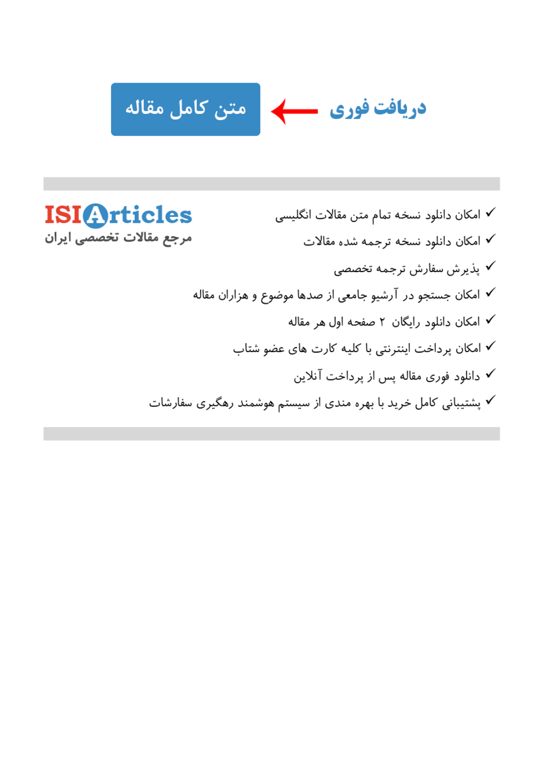دریافت فوری ← متن کامل مقاله

**ISIArticles**
مرجع مقالات تخصصی ایران

- ✓ امکان دانلود نسخه تمام متن مقالات انگلیسی
- ✓ امکان دانلود نسخه ترجمه شده مقالات
- ✓ پذیرش سفارش ترجمه تخصصی
- ✓ امکان جستجو در آرشیو جامعی از صدها موضوع و هزاران مقاله
- ✓ امکان دانلود رایگان ۲ صفحه اول هر مقاله
- ✓ امکان پرداخت اینترنتی با کلیه کارت های عضو شتاب
- ✓ دانلود فوری مقاله پس از پرداخت آنلاین
- ✓ پشتیبانی کامل خرید با بهره مندی از سیستم هوشمند رهگیری سفارشات